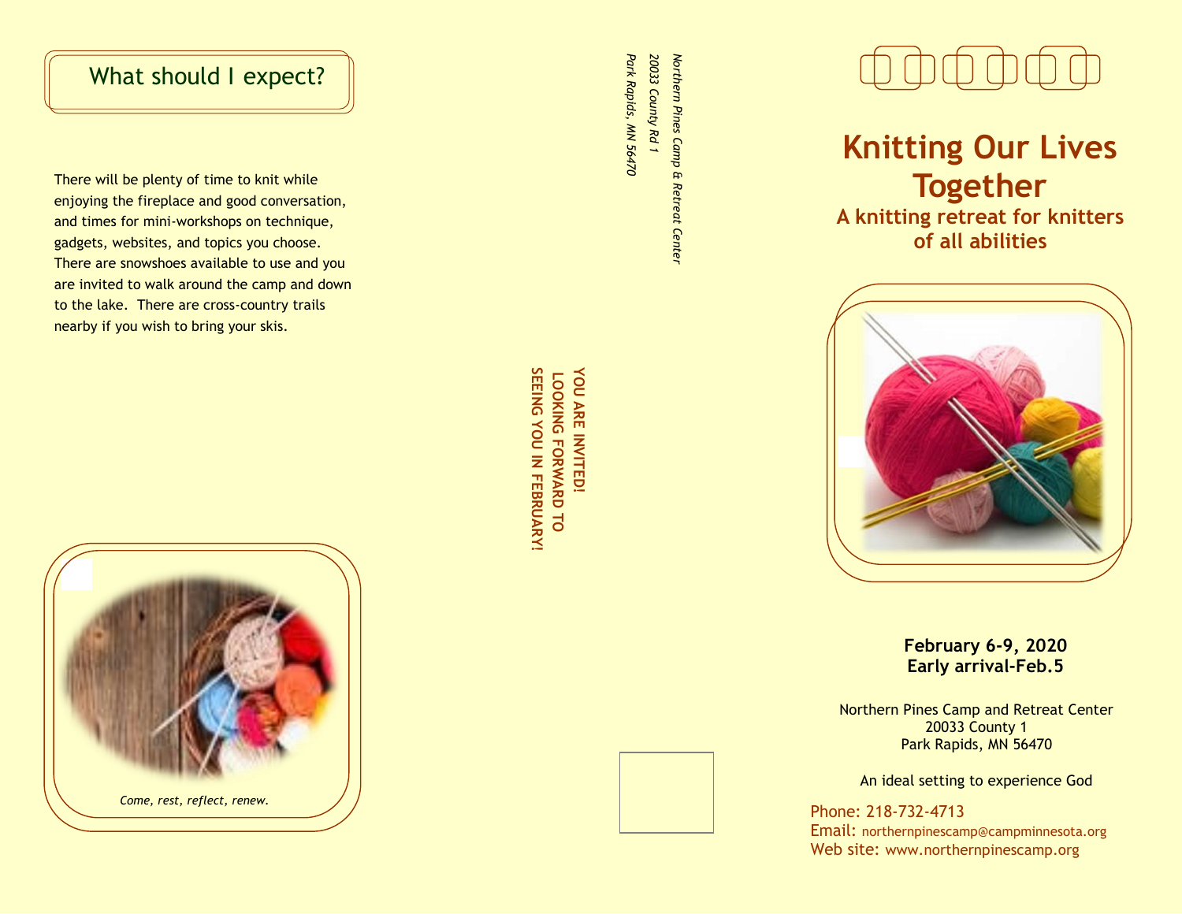## What should I expect?

There will be plenty of time to knit while enjoying the fireplace and good conversation, and times for mini-workshops on technique, gadgets, websites, and topics you choose. There are snowshoes available to use and you are invited to walk around the camp and down to the lake. There are cross-country trails nearby if you wish to bring your skis.

*Come, rest, reflect, renew.*

*Northern Pines Camp & Retreat Center*
*20033 County Rd 1*
*Park Rapids, MN 56470*

**YOU ARE INVITED!**
**LOOKING FORWARD TO SEEING YOU IN FEBRUARY!**

# Knitting Our Lives Together

## A knitting retreat for knitters of all abilities

**February 6-9, 2020**
**Early arrival-Feb.5**

Northern Pines Camp and Retreat Center
20033 County 1
Park Rapids, MN 56470

An ideal setting to experience God

Phone: 218-732-4713
Email: northernpinescamp@campminnesota.org
Web site: www.northernpinescamp.org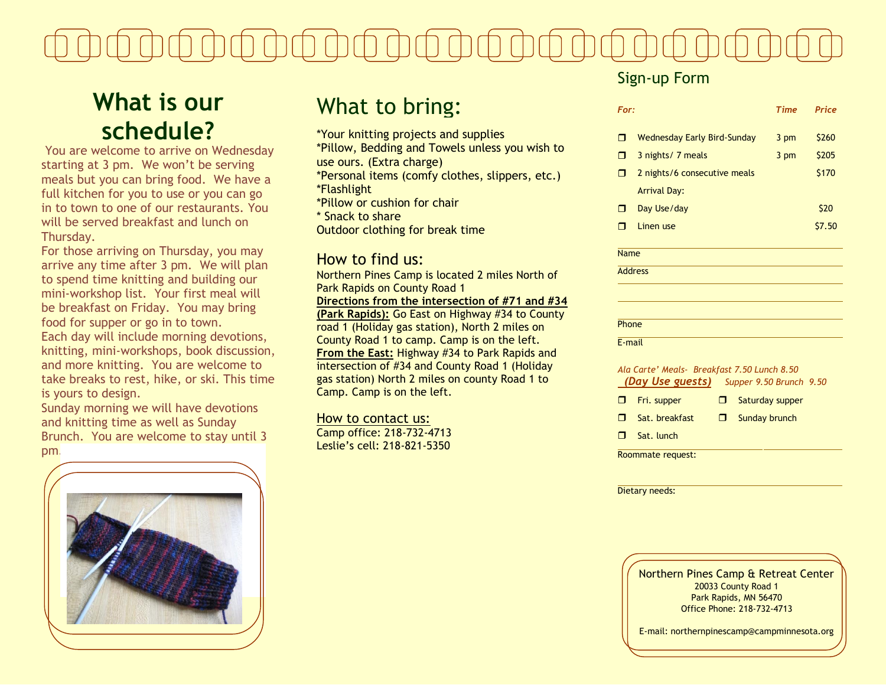# What is our schedule?

You are welcome to arrive on Wednesday starting at 3 pm. We won't be serving meals but you can bring food. We have a full kitchen for you to use or you can go in to town to one of our restaurants. You will be served breakfast and lunch on Thursday.

For those arriving on Thursday, you may arrive any time after 3 pm. We will plan to spend time knitting and building our mini-workshop list. Your first meal will be breakfast on Friday. You may bring food for supper or go in to town.

Each day will include morning devotions, knitting, mini-workshops, book discussion, and more knitting. You are welcome to take breaks to rest, hike, or ski. This time is yours to design.

Sunday morning we will have devotions and knitting time as well as Sunday Brunch. You are welcome to stay until 3 pm.

# What to bring:

*Your knitting projects and supplies
*Pillow, Bedding and Towels unless you wish to use ours. (Extra charge)
*Personal items (comfy clothes, slippers, etc.)
*Flashlight
*Pillow or cushion for chair
* Snack to share
Outdoor clothing for break time

## How to find us:

Northern Pines Camp is located 2 miles North of Park Rapids on County Road 1

**Directions from the intersection of #71 and #34 (Park Rapids):** Go East on Highway #34 to County road 1 (Holiday gas station), North 2 miles on County Road 1 to camp. Camp is on the left.

**From the East:** Highway #34 to Park Rapids and intersection of #34 and County Road 1 (Holiday gas station) North 2 miles on county Road 1 to Camp. Camp is on the left.

## How to contact us:

Camp office: 218-732-4713
Leslie's cell: 218-821-5350

## Sign-up Form

| | *For:* | *Time* | *Price* |
|---|---|---|---|
| ❒ | Wednesday Early Bird-Sunday | 3 pm | $260 |
| ❒ | 3 nights/ 7 meals | 3 pm | $205 |
| ❒ | 2 nights/6 consecutive meals | | $170 |
| | Arrival Day: | | |
| ❒ | Day Use/day | | $20 |
| ❒ | Linen use | | $7.50 |

Name

Address

Phone

E-mail

*Ala Carte' Meals- Breakfast 7.50 Lunch 8.50*
***(Day Use guests)*** *Supper 9.50 Brunch 9.50*

- ❒ Fri. supper
- ❒ Sat. breakfast
- ❒ Sat. lunch
- ❒ Saturday supper
- ❒ Sunday brunch

Roommate request:

Dietary needs:

Northern Pines Camp & Retreat Center
20033 County Road 1
Park Rapids, MN 56470
Office Phone: 218-732-4713

E-mail: northernpinescamp@campminnesota.org